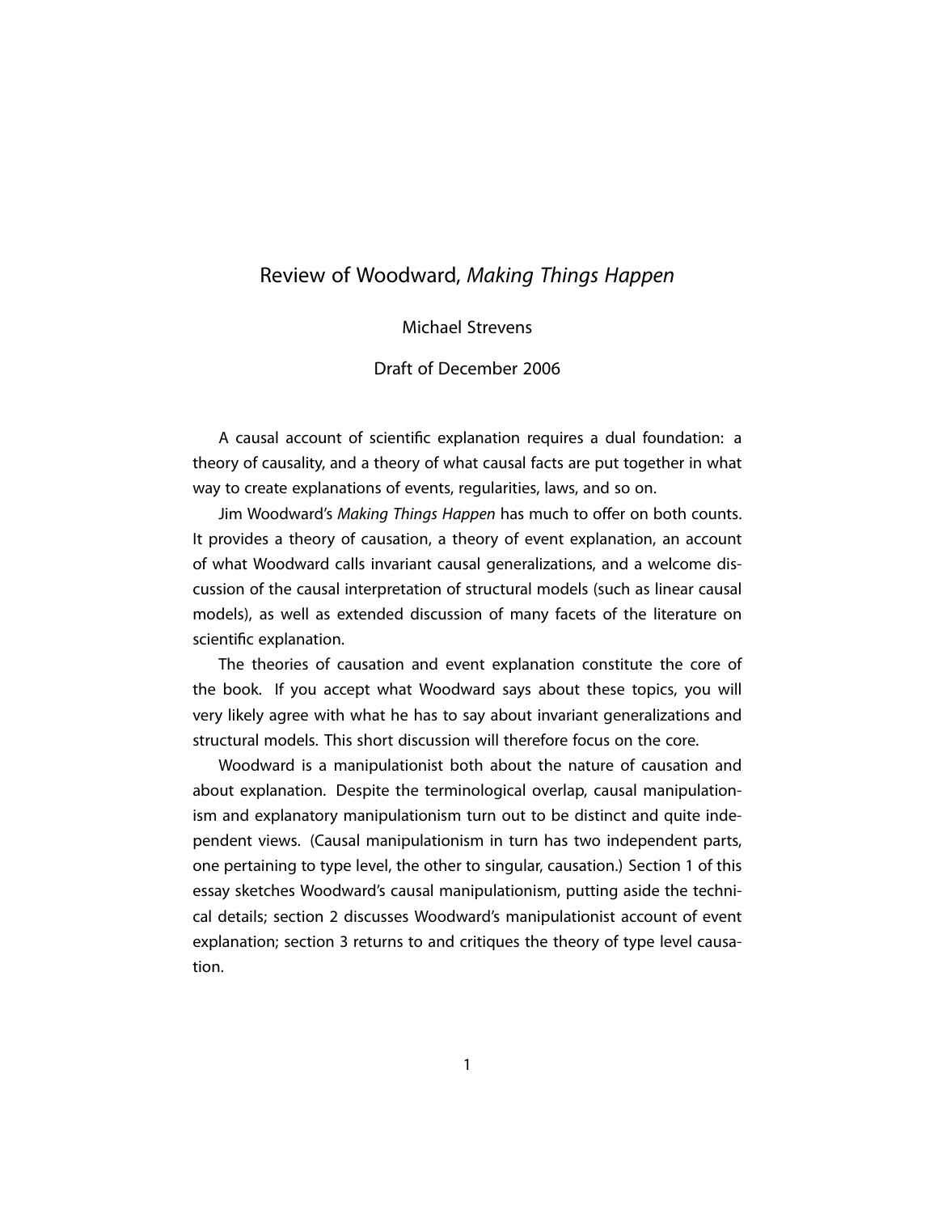# Review of Woodward, *Making Things Happen*

Michael Strevens

Draft of December 2006

A causal account of scientific explanation requires a dual foundation: a theory of causality, and a theory of what causal facts are put together in what way to create explanations of events, regularities, laws, and so on.

Jim Woodward's *Making Things Happen* has much to offer on both counts. It provides a theory of causation, a theory of event explanation, an account of what Woodward calls invariant causal generalizations, and a welcome discussion of the causal interpretation of structural models (such as linear causal models), as well as extended discussion of many facets of the literature on scientific explanation.

The theories of causation and event explanation constitute the core of the book. If you accept what Woodward says about these topics, you will very likely agree with what he has to say about invariant generalizations and structural models. This short discussion will therefore focus on the core.

Woodward is a manipulationist both about the nature of causation and about explanation. Despite the terminological overlap, causal manipulationism and explanatory manipulationism turn out to be distinct and quite independent views. (Causal manipulationism in turn has two independent parts, one pertaining to type level, the other to singular, causation.) Section 1 of this essay sketches Woodward's causal manipulationism, putting aside the technical details; section 2 discusses Woodward's manipulationist account of event explanation; section 3 returns to and critiques the theory of type level causation.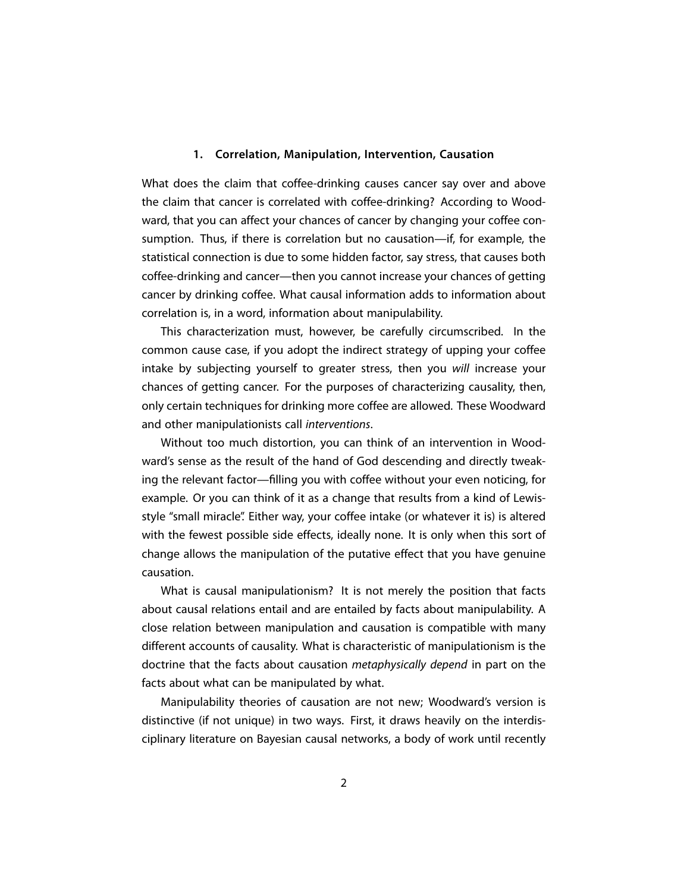## 1. Correlation, Manipulation, Intervention, Causation

What does the claim that coffee-drinking causes cancer say over and above the claim that cancer is correlated with coffee-drinking? According to Woodward, that you can affect your chances of cancer by changing your coffee consumption. Thus, if there is correlation but no causation—if, for example, the statistical connection is due to some hidden factor, say stress, that causes both coffee-drinking and cancer—then you cannot increase your chances of getting cancer by drinking coffee. What causal information adds to information about correlation is, in a word, information about manipulability.

This characterization must, however, be carefully circumscribed. In the common cause case, if you adopt the indirect strategy of upping your coffee intake by subjecting yourself to greater stress, then you *will* increase your chances of getting cancer. For the purposes of characterizing causality, then, only certain techniques for drinking more coffee are allowed. These Woodward and other manipulationists call *interventions*.

Without too much distortion, you can think of an intervention in Woodward's sense as the result of the hand of God descending and directly tweaking the relevant factor—filling you with coffee without your even noticing, for example. Or you can think of it as a change that results from a kind of Lewis-style "small miracle". Either way, your coffee intake (or whatever it is) is altered with the fewest possible side effects, ideally none. It is only when this sort of change allows the manipulation of the putative effect that you have genuine causation.

What is causal manipulationism? It is not merely the position that facts about causal relations entail and are entailed by facts about manipulability. A close relation between manipulation and causation is compatible with many different accounts of causality. What is characteristic of manipulationism is the doctrine that the facts about causation *metaphysically depend* in part on the facts about what can be manipulated by what.

Manipulability theories of causation are not new; Woodward's version is distinctive (if not unique) in two ways. First, it draws heavily on the interdisciplinary literature on Bayesian causal networks, a body of work until recently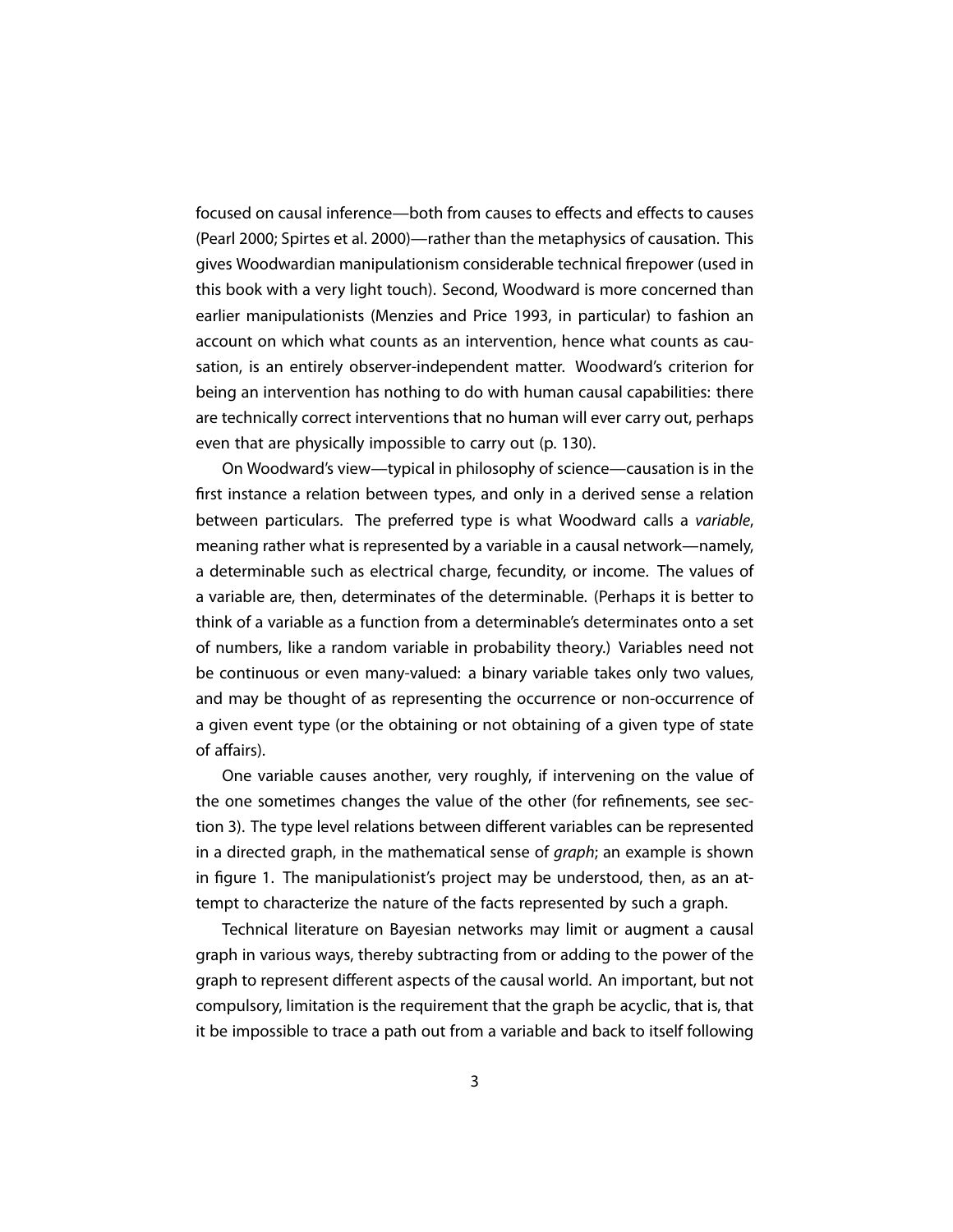focused on causal inference—both from causes to effects and effects to causes (Pearl 2000; Spirtes et al. 2000)—rather than the metaphysics of causation. This gives Woodwardian manipulationism considerable technical firepower (used in this book with a very light touch). Second, Woodward is more concerned than earlier manipulationists (Menzies and Price 1993, in particular) to fashion an account on which what counts as an intervention, hence what counts as causation, is an entirely observer-independent matter. Woodward's criterion for being an intervention has nothing to do with human causal capabilities: there are technically correct interventions that no human will ever carry out, perhaps even that are physically impossible to carry out (p. 130).

On Woodward's view—typical in philosophy of science—causation is in the first instance a relation between types, and only in a derived sense a relation between particulars. The preferred type is what Woodward calls a *variable*, meaning rather what is represented by a variable in a causal network—namely, a determinable such as electrical charge, fecundity, or income. The values of a variable are, then, determinates of the determinable. (Perhaps it is better to think of a variable as a function from a determinable's determinates onto a set of numbers, like a random variable in probability theory.) Variables need not be continuous or even many-valued: a binary variable takes only two values, and may be thought of as representing the occurrence or non-occurrence of a given event type (or the obtaining or not obtaining of a given type of state of affairs).

One variable causes another, very roughly, if intervening on the value of the one sometimes changes the value of the other (for refinements, see section 3). The type level relations between different variables can be represented in a directed graph, in the mathematical sense of *graph*; an example is shown in figure 1. The manipulationist's project may be understood, then, as an attempt to characterize the nature of the facts represented by such a graph.

Technical literature on Bayesian networks may limit or augment a causal graph in various ways, thereby subtracting from or adding to the power of the graph to represent different aspects of the causal world. An important, but not compulsory, limitation is the requirement that the graph be acyclic, that is, that it be impossible to trace a path out from a variable and back to itself following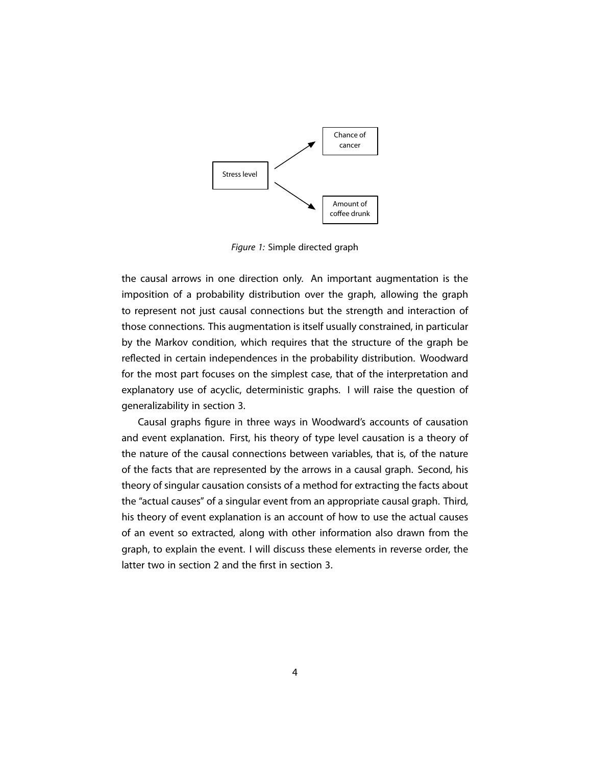*Figure 1:* Simple directed graph

the causal arrows in one direction only. An important augmentation is the imposition of a probability distribution over the graph, allowing the graph to represent not just causal connections but the strength and interaction of those connections. This augmentation is itself usually constrained, in particular by the Markov condition, which requires that the structure of the graph be reflected in certain independences in the probability distribution. Woodward for the most part focuses on the simplest case, that of the interpretation and explanatory use of acyclic, deterministic graphs. I will raise the question of generalizability in section 3.

Causal graphs figure in three ways in Woodward's accounts of causation and event explanation. First, his theory of type level causation is a theory of the nature of the causal connections between variables, that is, of the nature of the facts that are represented by the arrows in a causal graph. Second, his theory of singular causation consists of a method for extracting the facts about the "actual causes" of a singular event from an appropriate causal graph. Third, his theory of event explanation is an account of how to use the actual causes of an event so extracted, along with other information also drawn from the graph, to explain the event. I will discuss these elements in reverse order, the latter two in section 2 and the first in section 3.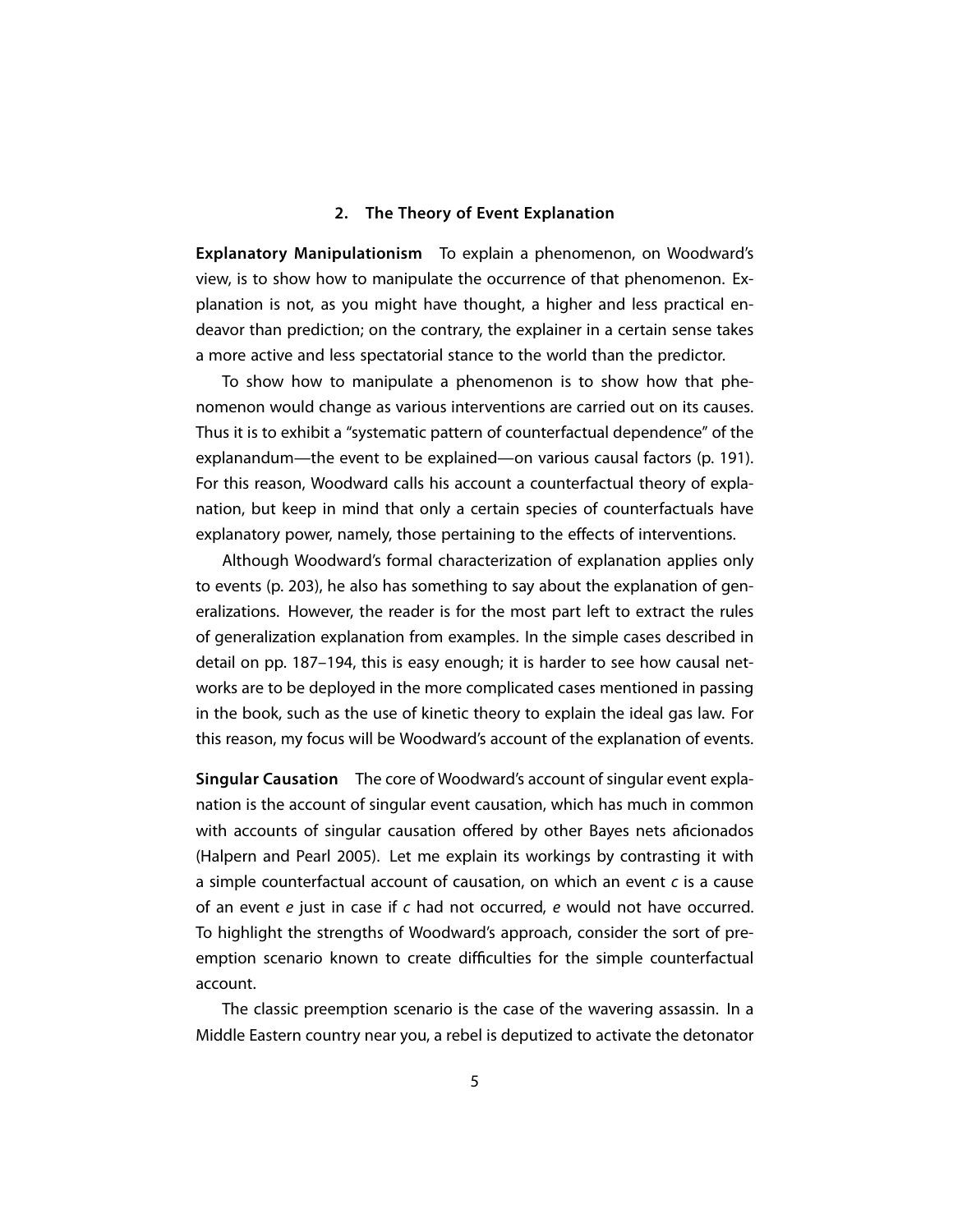## 2. The Theory of Event Explanation

**Explanatory Manipulationism** To explain a phenomenon, on Woodward's view, is to show how to manipulate the occurrence of that phenomenon. Explanation is not, as you might have thought, a higher and less practical endeavor than prediction; on the contrary, the explainer in a certain sense takes a more active and less spectatorial stance to the world than the predictor.

To show how to manipulate a phenomenon is to show how that phenomenon would change as various interventions are carried out on its causes. Thus it is to exhibit a "systematic pattern of counterfactual dependence" of the explanandum—the event to be explained—on various causal factors (p. 191). For this reason, Woodward calls his account a counterfactual theory of explanation, but keep in mind that only a certain species of counterfactuals have explanatory power, namely, those pertaining to the effects of interventions.

Although Woodward's formal characterization of explanation applies only to events (p. 203), he also has something to say about the explanation of generalizations. However, the reader is for the most part left to extract the rules of generalization explanation from examples. In the simple cases described in detail on pp. 187–194, this is easy enough; it is harder to see how causal networks are to be deployed in the more complicated cases mentioned in passing in the book, such as the use of kinetic theory to explain the ideal gas law. For this reason, my focus will be Woodward's account of the explanation of events.

**Singular Causation** The core of Woodward's account of singular event explanation is the account of singular event causation, which has much in common with accounts of singular causation offered by other Bayes nets aficionados (Halpern and Pearl 2005). Let me explain its workings by contrasting it with a simple counterfactual account of causation, on which an event *c* is a cause of an event *e* just in case if *c* had not occurred, *e* would not have occurred. To highlight the strengths of Woodward's approach, consider the sort of preemption scenario known to create difficulties for the simple counterfactual account.

The classic preemption scenario is the case of the wavering assassin. In a Middle Eastern country near you, a rebel is deputized to activate the detonator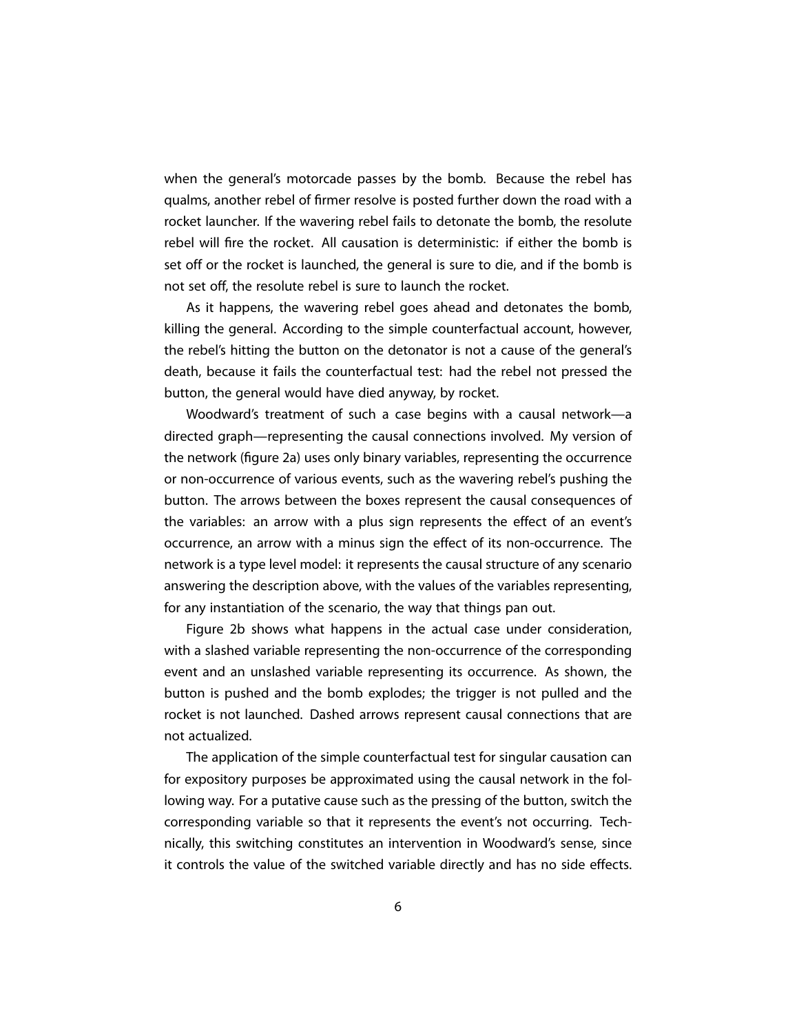when the general's motorcade passes by the bomb. Because the rebel has qualms, another rebel of firmer resolve is posted further down the road with a rocket launcher. If the wavering rebel fails to detonate the bomb, the resolute rebel will fire the rocket. All causation is deterministic: if either the bomb is set off or the rocket is launched, the general is sure to die, and if the bomb is not set off, the resolute rebel is sure to launch the rocket.

As it happens, the wavering rebel goes ahead and detonates the bomb, killing the general. According to the simple counterfactual account, however, the rebel's hitting the button on the detonator is not a cause of the general's death, because it fails the counterfactual test: had the rebel not pressed the button, the general would have died anyway, by rocket.

Woodward's treatment of such a case begins with a causal network—a directed graph—representing the causal connections involved. My version of the network (figure 2a) uses only binary variables, representing the occurrence or non-occurrence of various events, such as the wavering rebel's pushing the button. The arrows between the boxes represent the causal consequences of the variables: an arrow with a plus sign represents the effect of an event's occurrence, an arrow with a minus sign the effect of its non-occurrence. The network is a type level model: it represents the causal structure of any scenario answering the description above, with the values of the variables representing, for any instantiation of the scenario, the way that things pan out.

Figure 2b shows what happens in the actual case under consideration, with a slashed variable representing the non-occurrence of the corresponding event and an unslashed variable representing its occurrence. As shown, the button is pushed and the bomb explodes; the trigger is not pulled and the rocket is not launched. Dashed arrows represent causal connections that are not actualized.

The application of the simple counterfactual test for singular causation can for expository purposes be approximated using the causal network in the following way. For a putative cause such as the pressing of the button, switch the corresponding variable so that it represents the event's not occurring. Technically, this switching constitutes an intervention in Woodward's sense, since it controls the value of the switched variable directly and has no side effects.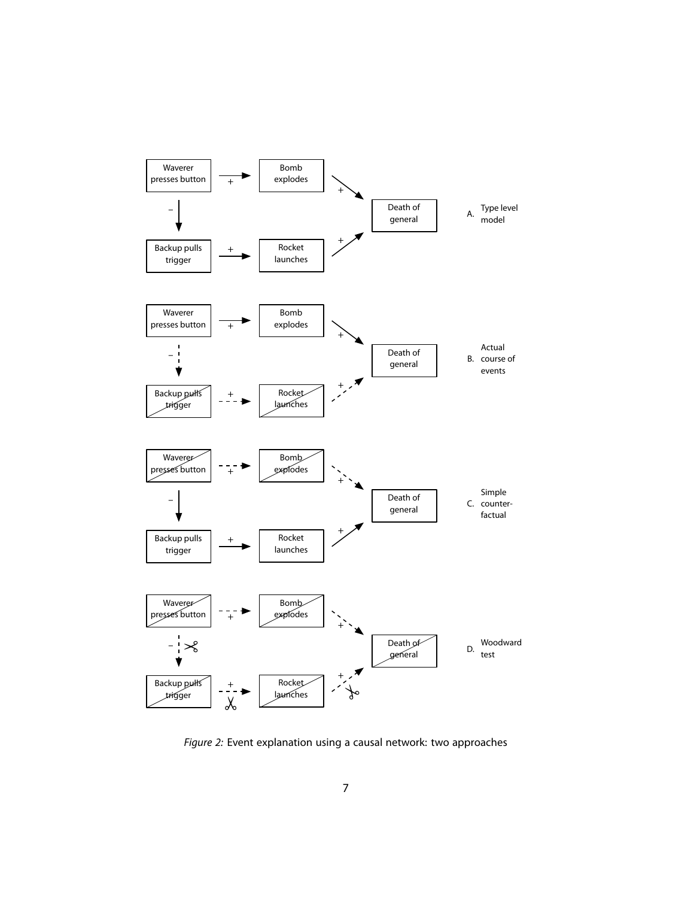*Figure 2:* Event explanation using a causal network: two approaches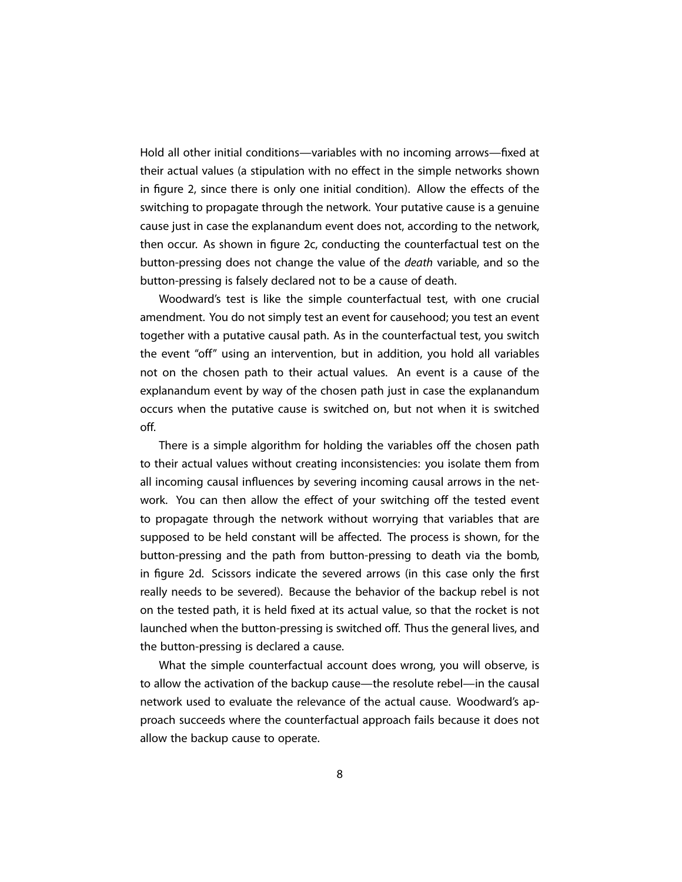Hold all other initial conditions—variables with no incoming arrows—fixed at their actual values (a stipulation with no effect in the simple networks shown in figure 2, since there is only one initial condition). Allow the effects of the switching to propagate through the network. Your putative cause is a genuine cause just in case the explanandum event does not, according to the network, then occur. As shown in figure 2c, conducting the counterfactual test on the button-pressing does not change the value of the *death* variable, and so the button-pressing is falsely declared not to be a cause of death.

Woodward's test is like the simple counterfactual test, with one crucial amendment. You do not simply test an event for causehood; you test an event together with a putative causal path. As in the counterfactual test, you switch the event "off" using an intervention, but in addition, you hold all variables not on the chosen path to their actual values. An event is a cause of the explanandum event by way of the chosen path just in case the explanandum occurs when the putative cause is switched on, but not when it is switched off.

There is a simple algorithm for holding the variables off the chosen path to their actual values without creating inconsistencies: you isolate them from all incoming causal influences by severing incoming causal arrows in the network. You can then allow the effect of your switching off the tested event to propagate through the network without worrying that variables that are supposed to be held constant will be affected. The process is shown, for the button-pressing and the path from button-pressing to death via the bomb, in figure 2d. Scissors indicate the severed arrows (in this case only the first really needs to be severed). Because the behavior of the backup rebel is not on the tested path, it is held fixed at its actual value, so that the rocket is not launched when the button-pressing is switched off. Thus the general lives, and the button-pressing is declared a cause.

What the simple counterfactual account does wrong, you will observe, is to allow the activation of the backup cause—the resolute rebel—in the causal network used to evaluate the relevance of the actual cause. Woodward's approach succeeds where the counterfactual approach fails because it does not allow the backup cause to operate.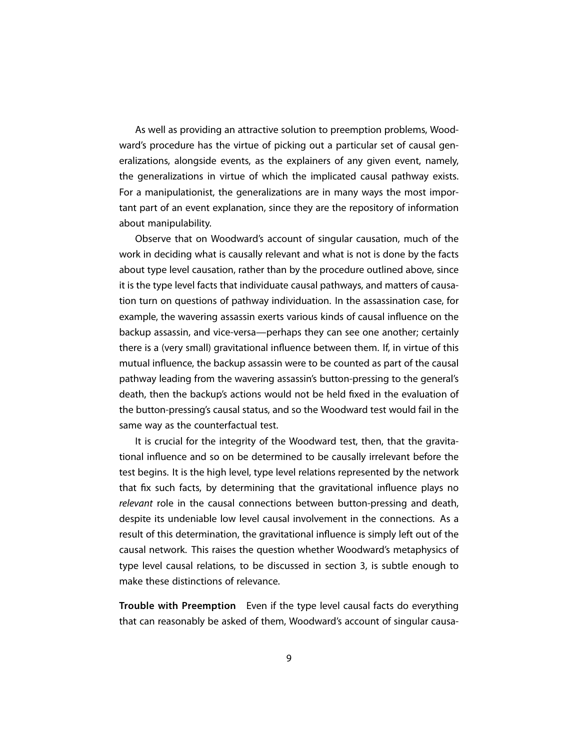As well as providing an attractive solution to preemption problems, Woodward's procedure has the virtue of picking out a particular set of causal generalizations, alongside events, as the explainers of any given event, namely, the generalizations in virtue of which the implicated causal pathway exists. For a manipulationist, the generalizations are in many ways the most important part of an event explanation, since they are the repository of information about manipulability.

Observe that on Woodward's account of singular causation, much of the work in deciding what is causally relevant and what is not is done by the facts about type level causation, rather than by the procedure outlined above, since it is the type level facts that individuate causal pathways, and matters of causation turn on questions of pathway individuation. In the assassination case, for example, the wavering assassin exerts various kinds of causal influence on the backup assassin, and vice-versa—perhaps they can see one another; certainly there is a (very small) gravitational influence between them. If, in virtue of this mutual influence, the backup assassin were to be counted as part of the causal pathway leading from the wavering assassin's button-pressing to the general's death, then the backup's actions would not be held fixed in the evaluation of the button-pressing's causal status, and so the Woodward test would fail in the same way as the counterfactual test.

It is crucial for the integrity of the Woodward test, then, that the gravitational influence and so on be determined to be causally irrelevant before the test begins. It is the high level, type level relations represented by the network that fix such facts, by determining that the gravitational influence plays no *relevant* role in the causal connections between button-pressing and death, despite its undeniable low level causal involvement in the connections. As a result of this determination, the gravitational influence is simply left out of the causal network. This raises the question whether Woodward's metaphysics of type level causal relations, to be discussed in section 3, is subtle enough to make these distinctions of relevance.

**Trouble with Preemption** Even if the type level causal facts do everything that can reasonably be asked of them, Woodward's account of singular causa-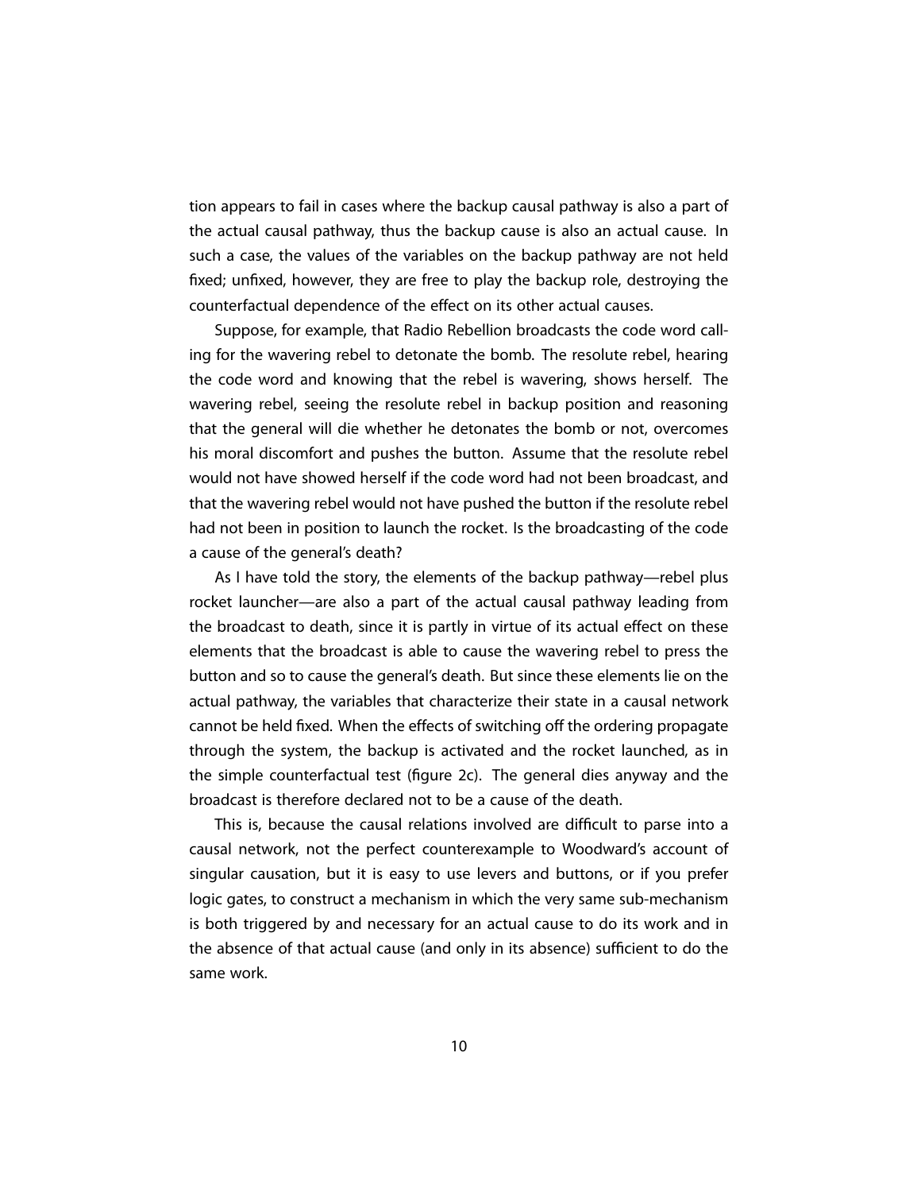tion appears to fail in cases where the backup causal pathway is also a part of the actual causal pathway, thus the backup cause is also an actual cause. In such a case, the values of the variables on the backup pathway are not held fixed; unfixed, however, they are free to play the backup role, destroying the counterfactual dependence of the effect on its other actual causes.

Suppose, for example, that Radio Rebellion broadcasts the code word calling for the wavering rebel to detonate the bomb. The resolute rebel, hearing the code word and knowing that the rebel is wavering, shows herself. The wavering rebel, seeing the resolute rebel in backup position and reasoning that the general will die whether he detonates the bomb or not, overcomes his moral discomfort and pushes the button. Assume that the resolute rebel would not have showed herself if the code word had not been broadcast, and that the wavering rebel would not have pushed the button if the resolute rebel had not been in position to launch the rocket. Is the broadcasting of the code a cause of the general's death?

As I have told the story, the elements of the backup pathway—rebel plus rocket launcher—are also a part of the actual causal pathway leading from the broadcast to death, since it is partly in virtue of its actual effect on these elements that the broadcast is able to cause the wavering rebel to press the button and so to cause the general's death. But since these elements lie on the actual pathway, the variables that characterize their state in a causal network cannot be held fixed. When the effects of switching off the ordering propagate through the system, the backup is activated and the rocket launched, as in the simple counterfactual test (figure 2c). The general dies anyway and the broadcast is therefore declared not to be a cause of the death.

This is, because the causal relations involved are difficult to parse into a causal network, not the perfect counterexample to Woodward's account of singular causation, but it is easy to use levers and buttons, or if you prefer logic gates, to construct a mechanism in which the very same sub-mechanism is both triggered by and necessary for an actual cause to do its work and in the absence of that actual cause (and only in its absence) sufficient to do the same work.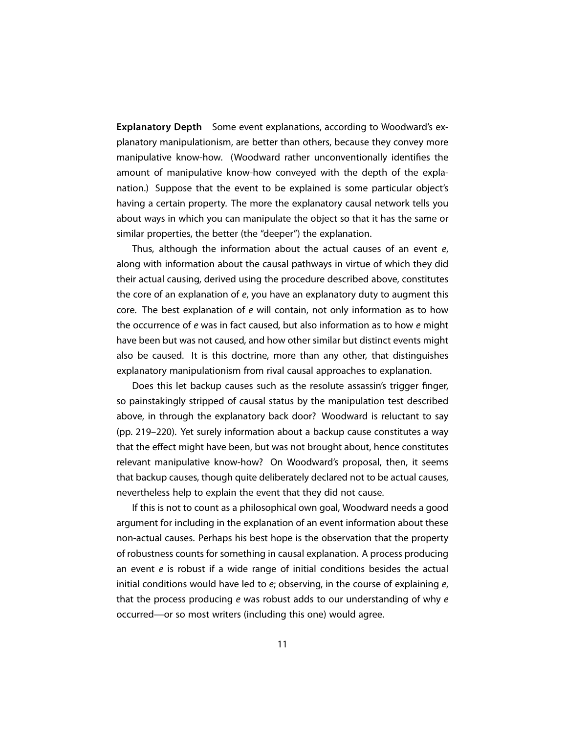**Explanatory Depth** Some event explanations, according to Woodward's explanatory manipulationism, are better than others, because they convey more manipulative know-how. (Woodward rather unconventionally identifies the amount of manipulative know-how conveyed with the depth of the explanation.) Suppose that the event to be explained is some particular object's having a certain property. The more the explanatory causal network tells you about ways in which you can manipulate the object so that it has the same or similar properties, the better (the "deeper") the explanation.

Thus, although the information about the actual causes of an event *e*, along with information about the causal pathways in virtue of which they did their actual causing, derived using the procedure described above, constitutes the core of an explanation of *e*, you have an explanatory duty to augment this core. The best explanation of *e* will contain, not only information as to how the occurrence of *e* was in fact caused, but also information as to how *e* might have been but was not caused, and how other similar but distinct events might also be caused. It is this doctrine, more than any other, that distinguishes explanatory manipulationism from rival causal approaches to explanation.

Does this let backup causes such as the resolute assassin's trigger finger, so painstakingly stripped of causal status by the manipulation test described above, in through the explanatory back door? Woodward is reluctant to say (pp. 219–220). Yet surely information about a backup cause constitutes a way that the effect might have been, but was not brought about, hence constitutes relevant manipulative know-how? On Woodward's proposal, then, it seems that backup causes, though quite deliberately declared not to be actual causes, nevertheless help to explain the event that they did not cause.

If this is not to count as a philosophical own goal, Woodward needs a good argument for including in the explanation of an event information about these non-actual causes. Perhaps his best hope is the observation that the property of robustness counts for something in causal explanation. A process producing an event *e* is robust if a wide range of initial conditions besides the actual initial conditions would have led to *e*; observing, in the course of explaining *e*, that the process producing *e* was robust adds to our understanding of why *e* occurred—or so most writers (including this one) would agree.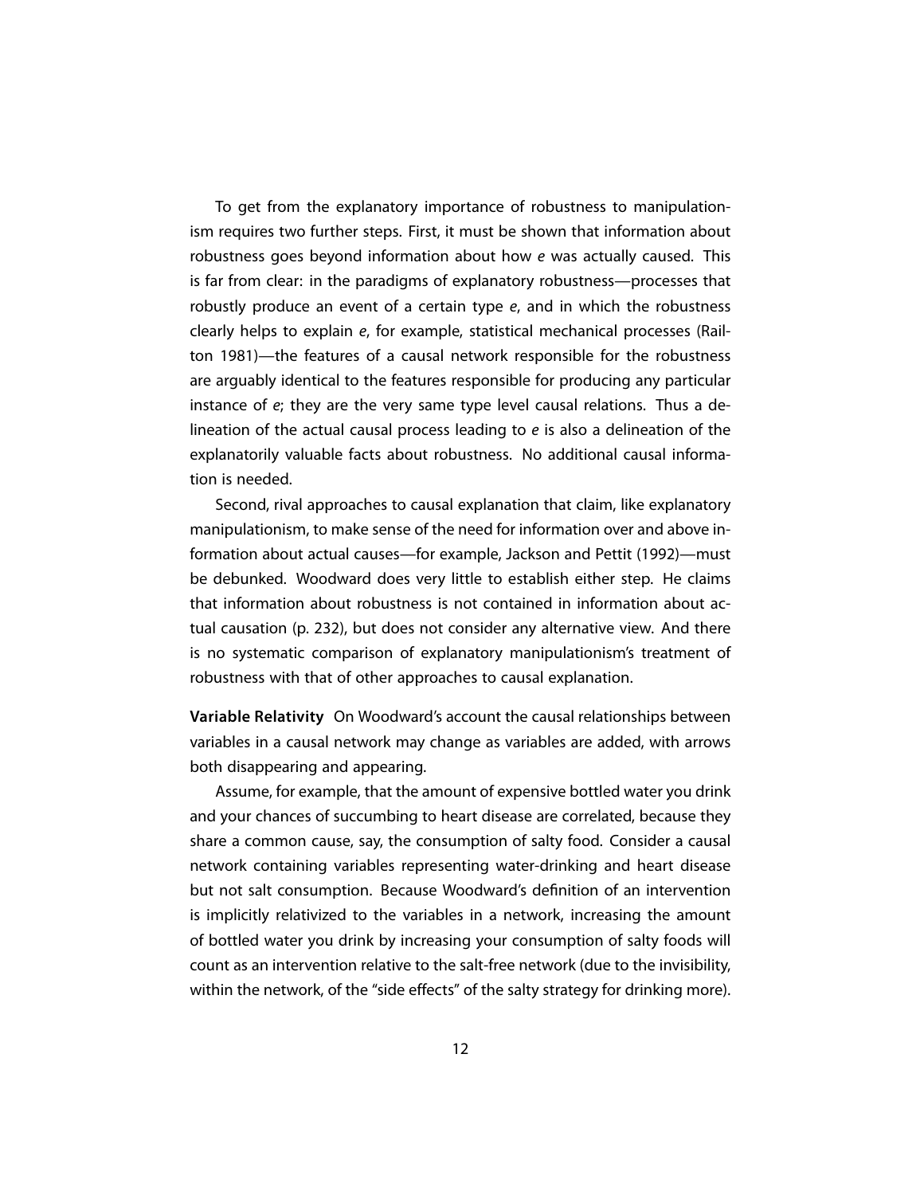To get from the explanatory importance of robustness to manipulationism requires two further steps. First, it must be shown that information about robustness goes beyond information about how *e* was actually caused. This is far from clear: in the paradigms of explanatory robustness—processes that robustly produce an event of a certain type *e*, and in which the robustness clearly helps to explain *e*, for example, statistical mechanical processes (Railton 1981)—the features of a causal network responsible for the robustness are arguably identical to the features responsible for producing any particular instance of *e*; they are the very same type level causal relations. Thus a delineation of the actual causal process leading to *e* is also a delineation of the explanatorily valuable facts about robustness. No additional causal information is needed.

Second, rival approaches to causal explanation that claim, like explanatory manipulationism, to make sense of the need for information over and above information about actual causes—for example, Jackson and Pettit (1992)—must be debunked. Woodward does very little to establish either step. He claims that information about robustness is not contained in information about actual causation (p. 232), but does not consider any alternative view. And there is no systematic comparison of explanatory manipulationism's treatment of robustness with that of other approaches to causal explanation.

**Variable Relativity** On Woodward's account the causal relationships between variables in a causal network may change as variables are added, with arrows both disappearing and appearing.

Assume, for example, that the amount of expensive bottled water you drink and your chances of succumbing to heart disease are correlated, because they share a common cause, say, the consumption of salty food. Consider a causal network containing variables representing water-drinking and heart disease but not salt consumption. Because Woodward's definition of an intervention is implicitly relativized to the variables in a network, increasing the amount of bottled water you drink by increasing your consumption of salty foods will count as an intervention relative to the salt-free network (due to the invisibility, within the network, of the "side effects" of the salty strategy for drinking more).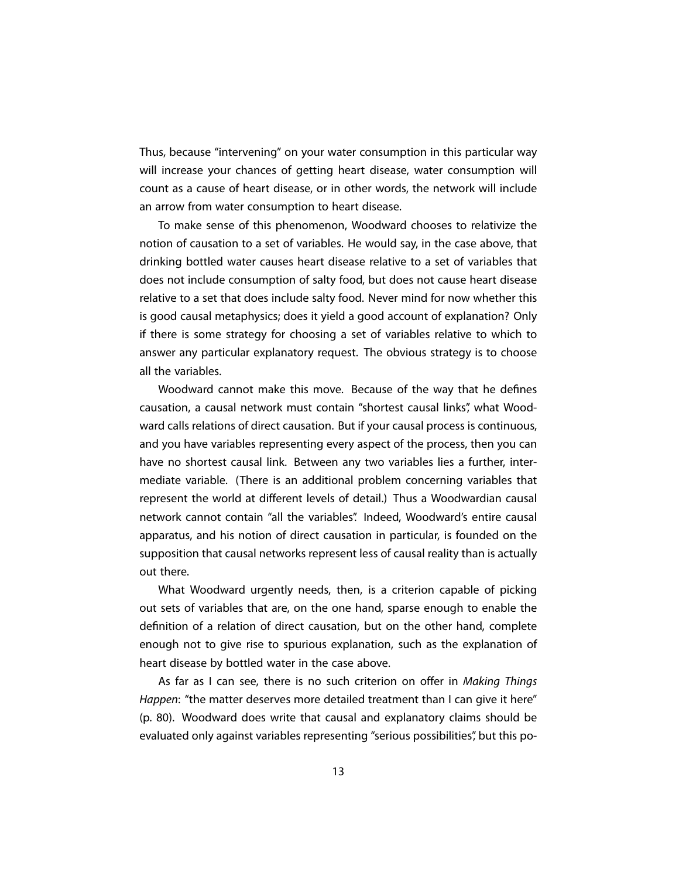Thus, because "intervening" on your water consumption in this particular way will increase your chances of getting heart disease, water consumption will count as a cause of heart disease, or in other words, the network will include an arrow from water consumption to heart disease.

To make sense of this phenomenon, Woodward chooses to relativize the notion of causation to a set of variables. He would say, in the case above, that drinking bottled water causes heart disease relative to a set of variables that does not include consumption of salty food, but does not cause heart disease relative to a set that does include salty food. Never mind for now whether this is good causal metaphysics; does it yield a good account of explanation? Only if there is some strategy for choosing a set of variables relative to which to answer any particular explanatory request. The obvious strategy is to choose all the variables.

Woodward cannot make this move. Because of the way that he defines causation, a causal network must contain "shortest causal links", what Woodward calls relations of direct causation. But if your causal process is continuous, and you have variables representing every aspect of the process, then you can have no shortest causal link. Between any two variables lies a further, intermediate variable. (There is an additional problem concerning variables that represent the world at different levels of detail.) Thus a Woodwardian causal network cannot contain "all the variables". Indeed, Woodward's entire causal apparatus, and his notion of direct causation in particular, is founded on the supposition that causal networks represent less of causal reality than is actually out there.

What Woodward urgently needs, then, is a criterion capable of picking out sets of variables that are, on the one hand, sparse enough to enable the definition of a relation of direct causation, but on the other hand, complete enough not to give rise to spurious explanation, such as the explanation of heart disease by bottled water in the case above.

As far as I can see, there is no such criterion on offer in *Making Things Happen*: "the matter deserves more detailed treatment than I can give it here" (p. 80). Woodward does write that causal and explanatory claims should be evaluated only against variables representing "serious possibilities", but this po-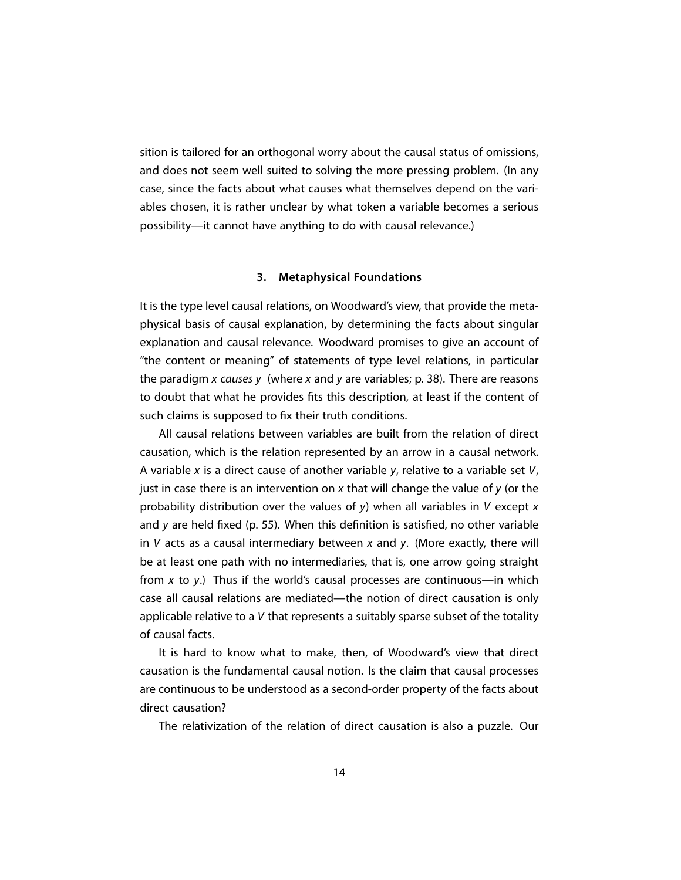sition is tailored for an orthogonal worry about the causal status of omissions, and does not seem well suited to solving the more pressing problem. (In any case, since the facts about what causes what themselves depend on the variables chosen, it is rather unclear by what token a variable becomes a serious possibility—it cannot have anything to do with causal relevance.)

## 3. Metaphysical Foundations

It is the type level causal relations, on Woodward's view, that provide the metaphysical basis of causal explanation, by determining the facts about singular explanation and causal relevance. Woodward promises to give an account of "the content or meaning" of statements of type level relations, in particular the paradigm *x causes y* (where *x* and *y* are variables; p. 38). There are reasons to doubt that what he provides fits this description, at least if the content of such claims is supposed to fix their truth conditions.

All causal relations between variables are built from the relation of direct causation, which is the relation represented by an arrow in a causal network. A variable *x* is a direct cause of another variable *y*, relative to a variable set *V*, just in case there is an intervention on *x* that will change the value of *y* (or the probability distribution over the values of *y*) when all variables in *V* except *x* and *y* are held fixed (p. 55). When this definition is satisfied, no other variable in *V* acts as a causal intermediary between *x* and *y*. (More exactly, there will be at least one path with no intermediaries, that is, one arrow going straight from *x* to *y*.) Thus if the world's causal processes are continuous—in which case all causal relations are mediated—the notion of direct causation is only applicable relative to a *V* that represents a suitably sparse subset of the totality of causal facts.

It is hard to know what to make, then, of Woodward's view that direct causation is the fundamental causal notion. Is the claim that causal processes are continuous to be understood as a second-order property of the facts about direct causation?

The relativization of the relation of direct causation is also a puzzle. Our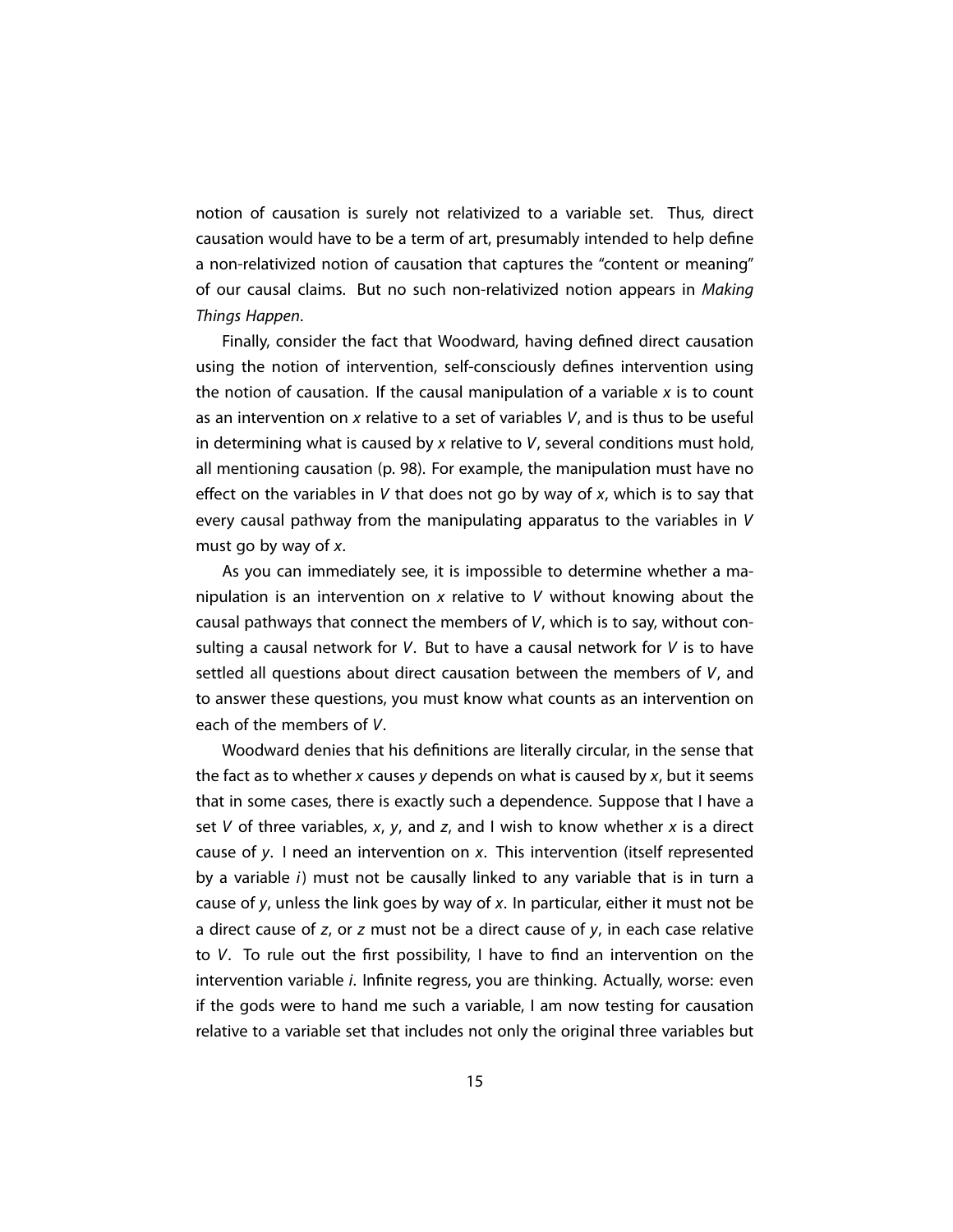notion of causation is surely not relativized to a variable set. Thus, direct causation would have to be a term of art, presumably intended to help define a non-relativized notion of causation that captures the "content or meaning" of our causal claims. But no such non-relativized notion appears in *Making Things Happen*.

Finally, consider the fact that Woodward, having defined direct causation using the notion of intervention, self-consciously defines intervention using the notion of causation. If the causal manipulation of a variable $x$ is to count as an intervention on $x$ relative to a set of variables $V$, and is thus to be useful in determining what is caused by $x$ relative to $V$, several conditions must hold, all mentioning causation (p. 98). For example, the manipulation must have no effect on the variables in $V$ that does not go by way of $x$, which is to say that every causal pathway from the manipulating apparatus to the variables in $V$ must go by way of $x$.

As you can immediately see, it is impossible to determine whether a manipulation is an intervention on $x$ relative to $V$ without knowing about the causal pathways that connect the members of $V$, which is to say, without consulting a causal network for $V$. But to have a causal network for $V$ is to have settled all questions about direct causation between the members of $V$, and to answer these questions, you must know what counts as an intervention on each of the members of $V$.

Woodward denies that his definitions are literally circular, in the sense that the fact as to whether $x$ causes $y$ depends on what is caused by $x$, but it seems that in some cases, there is exactly such a dependence. Suppose that I have a set $V$ of three variables, $x$, $y$, and $z$, and I wish to know whether $x$ is a direct cause of $y$. I need an intervention on $x$. This intervention (itself represented by a variable $i$) must not be causally linked to any variable that is in turn a cause of $y$, unless the link goes by way of $x$. In particular, either it must not be a direct cause of $z$, or $z$ must not be a direct cause of $y$, in each case relative to $V$. To rule out the first possibility, I have to find an intervention on the intervention variable $i$. Infinite regress, you are thinking. Actually, worse: even if the gods were to hand me such a variable, I am now testing for causation relative to a variable set that includes not only the original three variables but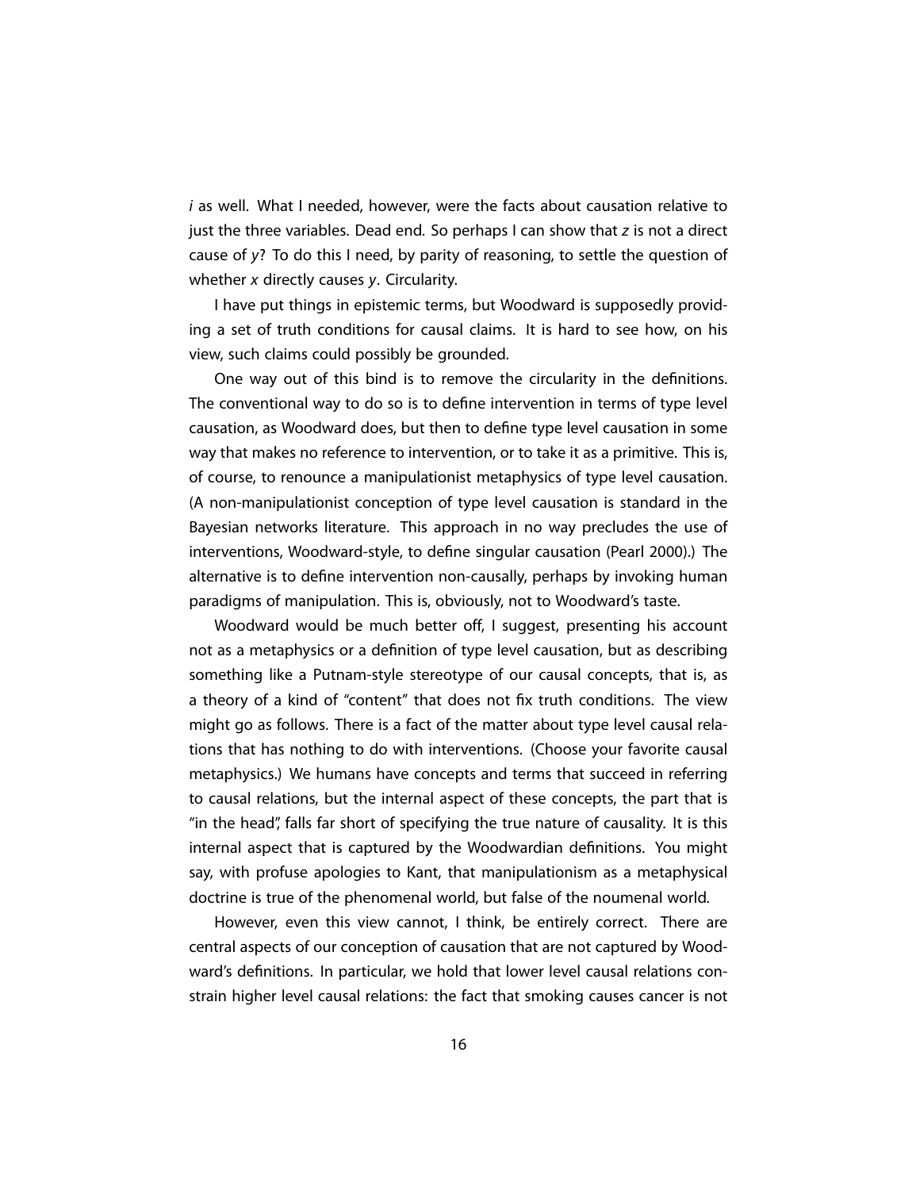*i* as well. What I needed, however, were the facts about causation relative to just the three variables. Dead end. So perhaps I can show that *z* is not a direct cause of *y*? To do this I need, by parity of reasoning, to settle the question of whether *x* directly causes *y*. Circularity.

I have put things in epistemic terms, but Woodward is supposedly providing a set of truth conditions for causal claims. It is hard to see how, on his view, such claims could possibly be grounded.

One way out of this bind is to remove the circularity in the definitions. The conventional way to do so is to define intervention in terms of type level causation, as Woodward does, but then to define type level causation in some way that makes no reference to intervention, or to take it as a primitive. This is, of course, to renounce a manipulationist metaphysics of type level causation. (A non-manipulationist conception of type level causation is standard in the Bayesian networks literature. This approach in no way precludes the use of interventions, Woodward-style, to define singular causation (Pearl 2000).) The alternative is to define intervention non-causally, perhaps by invoking human paradigms of manipulation. This is, obviously, not to Woodward's taste.

Woodward would be much better off, I suggest, presenting his account not as a metaphysics or a definition of type level causation, but as describing something like a Putnam-style stereotype of our causal concepts, that is, as a theory of a kind of "content" that does not fix truth conditions. The view might go as follows. There is a fact of the matter about type level causal relations that has nothing to do with interventions. (Choose your favorite causal metaphysics.) We humans have concepts and terms that succeed in referring to causal relations, but the internal aspect of these concepts, the part that is "in the head", falls far short of specifying the true nature of causality. It is this internal aspect that is captured by the Woodwardian definitions. You might say, with profuse apologies to Kant, that manipulationism as a metaphysical doctrine is true of the phenomenal world, but false of the noumenal world.

However, even this view cannot, I think, be entirely correct. There are central aspects of our conception of causation that are not captured by Woodward's definitions. In particular, we hold that lower level causal relations constrain higher level causal relations: the fact that smoking causes cancer is not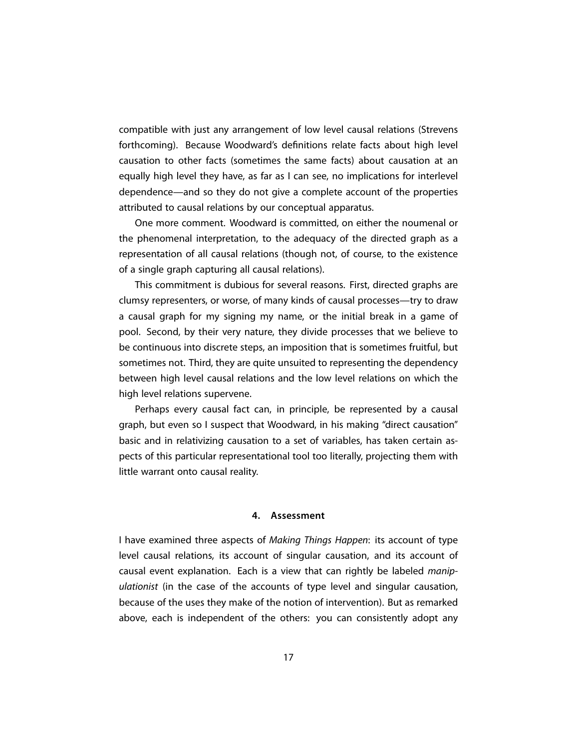compatible with just any arrangement of low level causal relations (Strevens forthcoming). Because Woodward's definitions relate facts about high level causation to other facts (sometimes the same facts) about causation at an equally high level they have, as far as I can see, no implications for interlevel dependence—and so they do not give a complete account of the properties attributed to causal relations by our conceptual apparatus.

One more comment. Woodward is committed, on either the noumenal or the phenomenal interpretation, to the adequacy of the directed graph as a representation of all causal relations (though not, of course, to the existence of a single graph capturing all causal relations).

This commitment is dubious for several reasons. First, directed graphs are clumsy representers, or worse, of many kinds of causal processes—try to draw a causal graph for my signing my name, or the initial break in a game of pool. Second, by their very nature, they divide processes that we believe to be continuous into discrete steps, an imposition that is sometimes fruitful, but sometimes not. Third, they are quite unsuited to representing the dependency between high level causal relations and the low level relations on which the high level relations supervene.

Perhaps every causal fact can, in principle, be represented by a causal graph, but even so I suspect that Woodward, in his making "direct causation" basic and in relativizing causation to a set of variables, has taken certain aspects of this particular representational tool too literally, projecting them with little warrant onto causal reality.

## 4. Assessment

I have examined three aspects of *Making Things Happen*: its account of type level causal relations, its account of singular causation, and its account of causal event explanation. Each is a view that can rightly be labeled *manipulationist* (in the case of the accounts of type level and singular causation, because of the uses they make of the notion of intervention). But as remarked above, each is independent of the others: you can consistently adopt any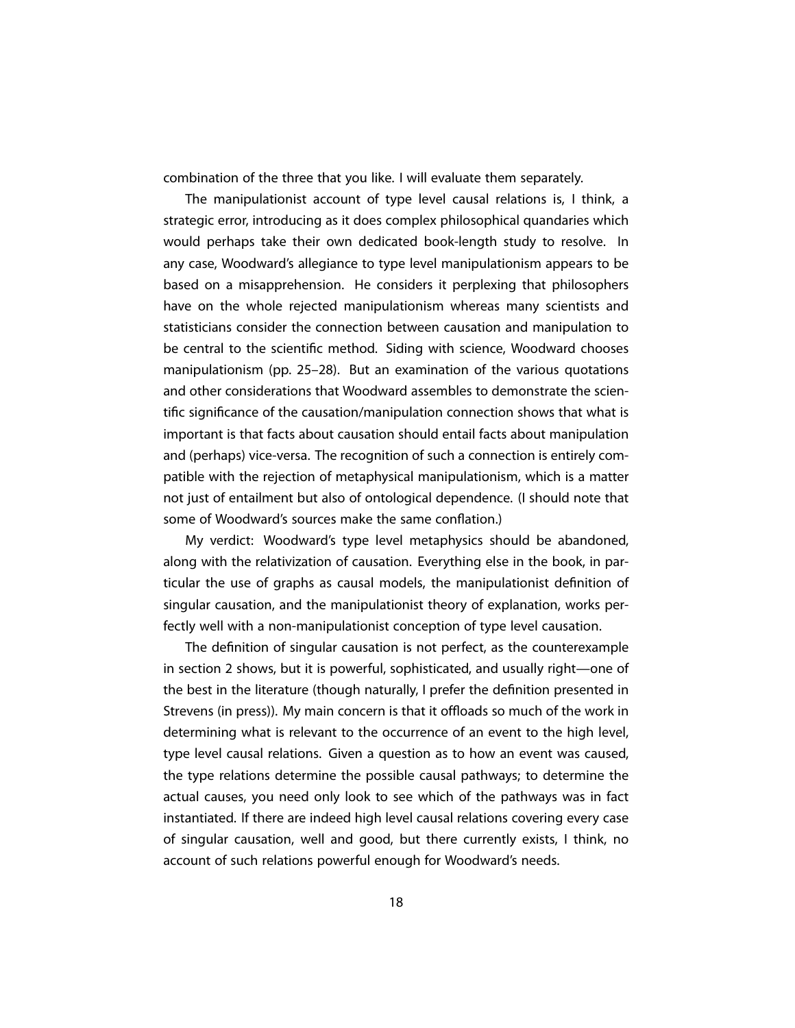combination of the three that you like. I will evaluate them separately.

The manipulationist account of type level causal relations is, I think, a strategic error, introducing as it does complex philosophical quandaries which would perhaps take their own dedicated book-length study to resolve. In any case, Woodward's allegiance to type level manipulationism appears to be based on a misapprehension. He considers it perplexing that philosophers have on the whole rejected manipulationism whereas many scientists and statisticians consider the connection between causation and manipulation to be central to the scientific method. Siding with science, Woodward chooses manipulationism (pp. 25–28). But an examination of the various quotations and other considerations that Woodward assembles to demonstrate the scientific significance of the causation/manipulation connection shows that what is important is that facts about causation should entail facts about manipulation and (perhaps) vice-versa. The recognition of such a connection is entirely compatible with the rejection of metaphysical manipulationism, which is a matter not just of entailment but also of ontological dependence. (I should note that some of Woodward's sources make the same conflation.)

My verdict: Woodward's type level metaphysics should be abandoned, along with the relativization of causation. Everything else in the book, in particular the use of graphs as causal models, the manipulationist definition of singular causation, and the manipulationist theory of explanation, works perfectly well with a non-manipulationist conception of type level causation.

The definition of singular causation is not perfect, as the counterexample in section 2 shows, but it is powerful, sophisticated, and usually right—one of the best in the literature (though naturally, I prefer the definition presented in Strevens (in press)). My main concern is that it offloads so much of the work in determining what is relevant to the occurrence of an event to the high level, type level causal relations. Given a question as to how an event was caused, the type relations determine the possible causal pathways; to determine the actual causes, you need only look to see which of the pathways was in fact instantiated. If there are indeed high level causal relations covering every case of singular causation, well and good, but there currently exists, I think, no account of such relations powerful enough for Woodward's needs.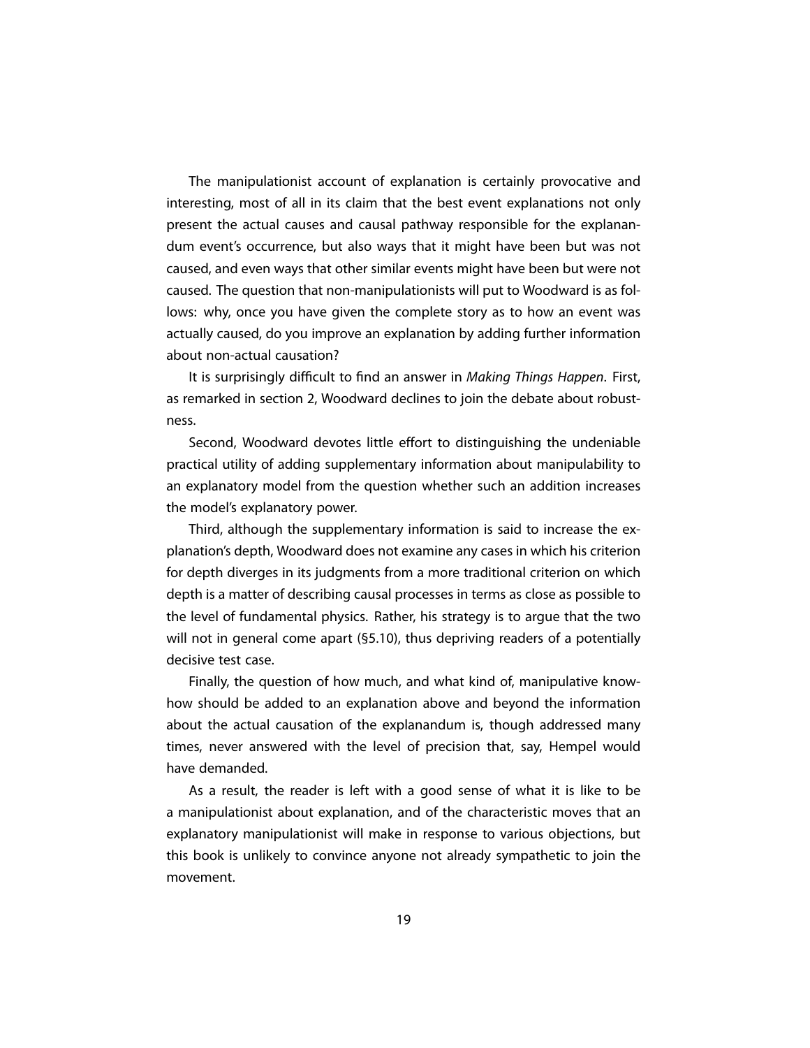The manipulationist account of explanation is certainly provocative and interesting, most of all in its claim that the best event explanations not only present the actual causes and causal pathway responsible for the explanandum event's occurrence, but also ways that it might have been but was not caused, and even ways that other similar events might have been but were not caused. The question that non-manipulationists will put to Woodward is as follows: why, once you have given the complete story as to how an event was actually caused, do you improve an explanation by adding further information about non-actual causation?

It is surprisingly difficult to find an answer in *Making Things Happen*. First, as remarked in section 2, Woodward declines to join the debate about robustness.

Second, Woodward devotes little effort to distinguishing the undeniable practical utility of adding supplementary information about manipulability to an explanatory model from the question whether such an addition increases the model's explanatory power.

Third, although the supplementary information is said to increase the explanation's depth, Woodward does not examine any cases in which his criterion for depth diverges in its judgments from a more traditional criterion on which depth is a matter of describing causal processes in terms as close as possible to the level of fundamental physics. Rather, his strategy is to argue that the two will not in general come apart (§5.10), thus depriving readers of a potentially decisive test case.

Finally, the question of how much, and what kind of, manipulative know-how should be added to an explanation above and beyond the information about the actual causation of the explanandum is, though addressed many times, never answered with the level of precision that, say, Hempel would have demanded.

As a result, the reader is left with a good sense of what it is like to be a manipulationist about explanation, and of the characteristic moves that an explanatory manipulationist will make in response to various objections, but this book is unlikely to convince anyone not already sympathetic to join the movement.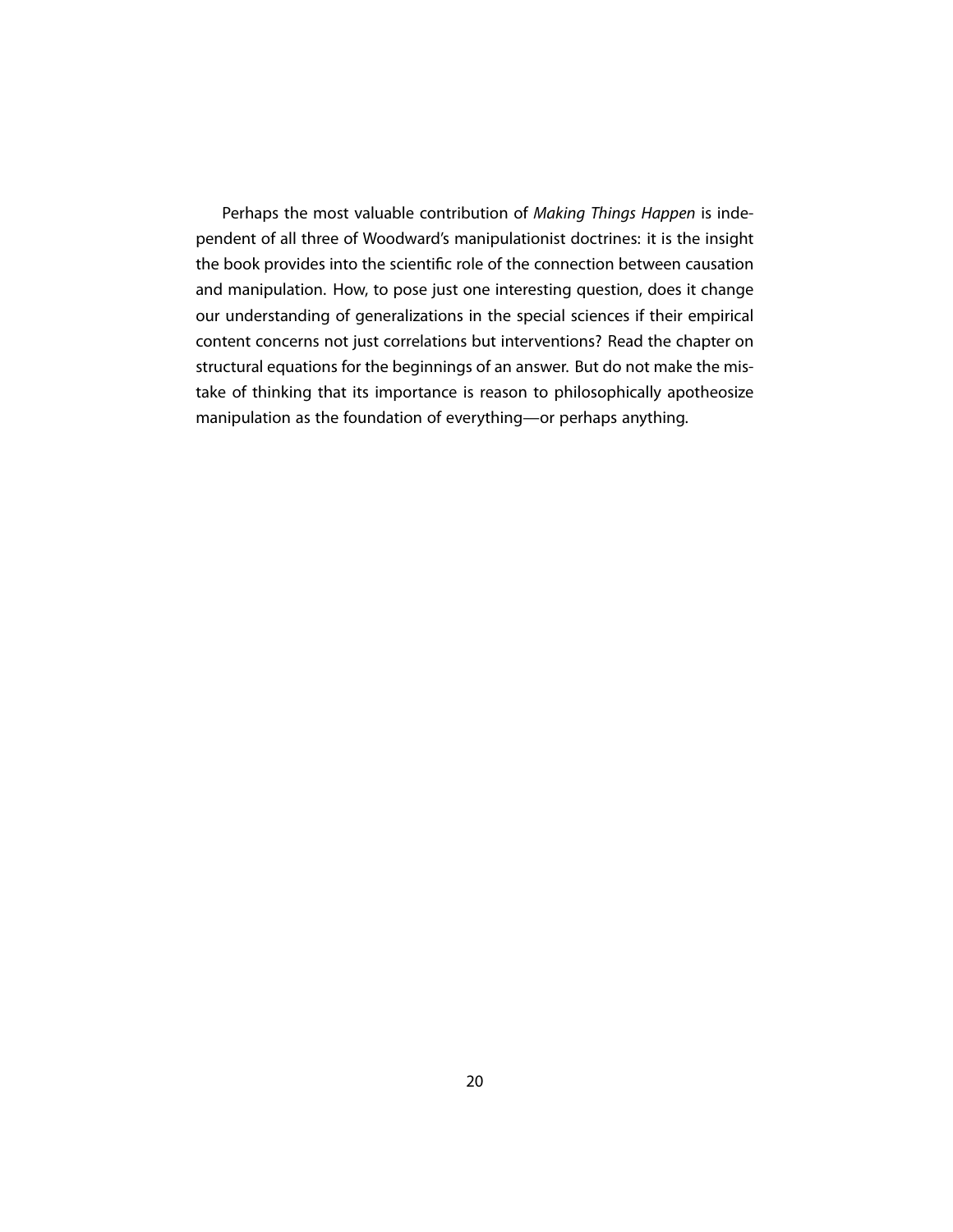Perhaps the most valuable contribution of *Making Things Happen* is independent of all three of Woodward's manipulationist doctrines: it is the insight the book provides into the scientific role of the connection between causation and manipulation. How, to pose just one interesting question, does it change our understanding of generalizations in the special sciences if their empirical content concerns not just correlations but interventions? Read the chapter on structural equations for the beginnings of an answer. But do not make the mistake of thinking that its importance is reason to philosophically apotheosize manipulation as the foundation of everything—or perhaps anything.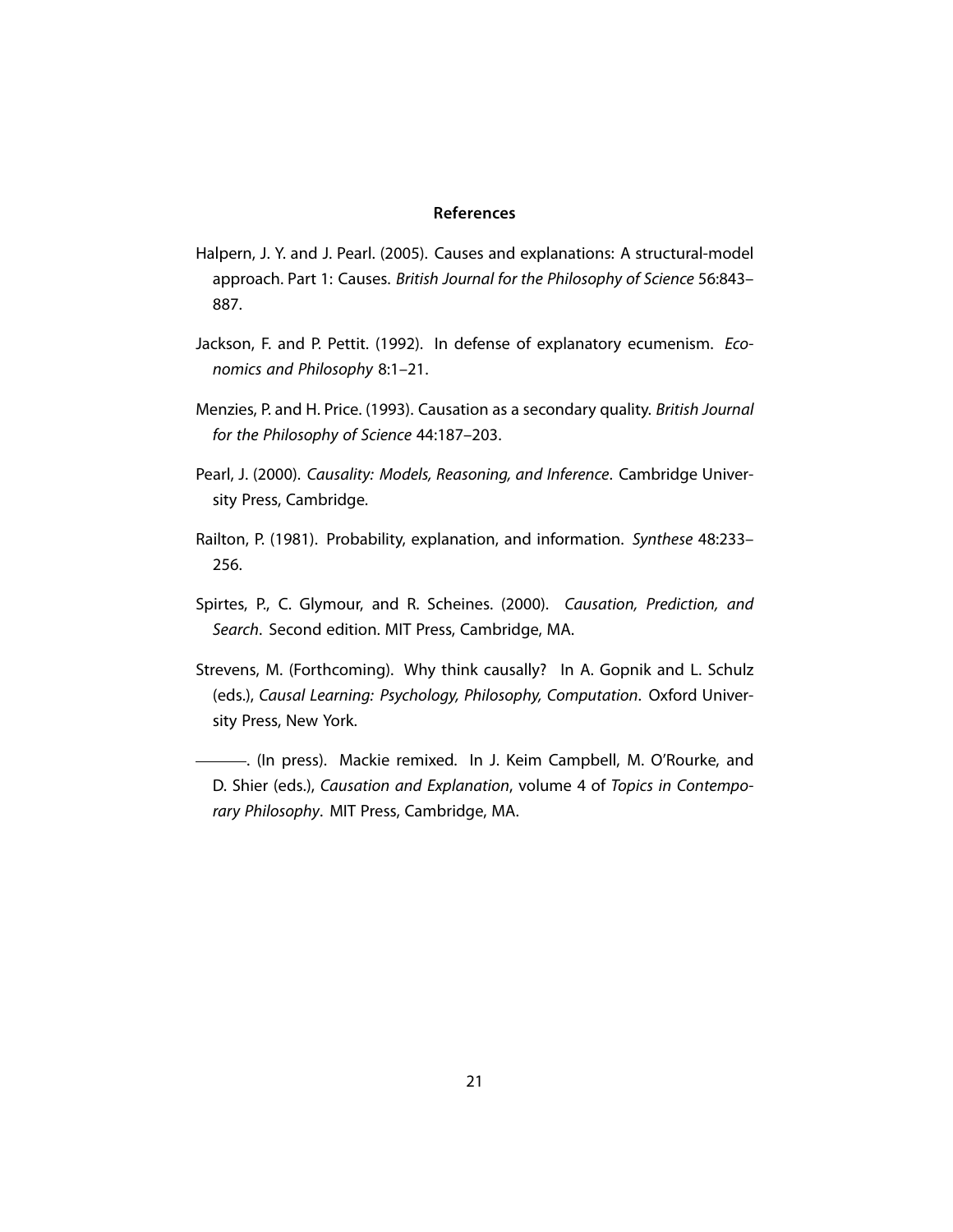## References

Halpern, J. Y. and J. Pearl. (2005). Causes and explanations: A structural-model approach. Part 1: Causes. *British Journal for the Philosophy of Science* 56:843–887.

Jackson, F. and P. Pettit. (1992). In defense of explanatory ecumenism. *Economics and Philosophy* 8:1–21.

Menzies, P. and H. Price. (1993). Causation as a secondary quality. *British Journal for the Philosophy of Science* 44:187–203.

Pearl, J. (2000). *Causality: Models, Reasoning, and Inference*. Cambridge University Press, Cambridge.

Railton, P. (1981). Probability, explanation, and information. *Synthese* 48:233–256.

Spirtes, P., C. Glymour, and R. Scheines. (2000). *Causation, Prediction, and Search*. Second edition. MIT Press, Cambridge, MA.

Strevens, M. (Forthcoming). Why think causally? In A. Gopnik and L. Schulz (eds.), *Causal Learning: Psychology, Philosophy, Computation*. Oxford University Press, New York.

———. (In press). Mackie remixed. In J. Keim Campbell, M. O'Rourke, and D. Shier (eds.), *Causation and Explanation*, volume 4 of *Topics in Contemporary Philosophy*. MIT Press, Cambridge, MA.